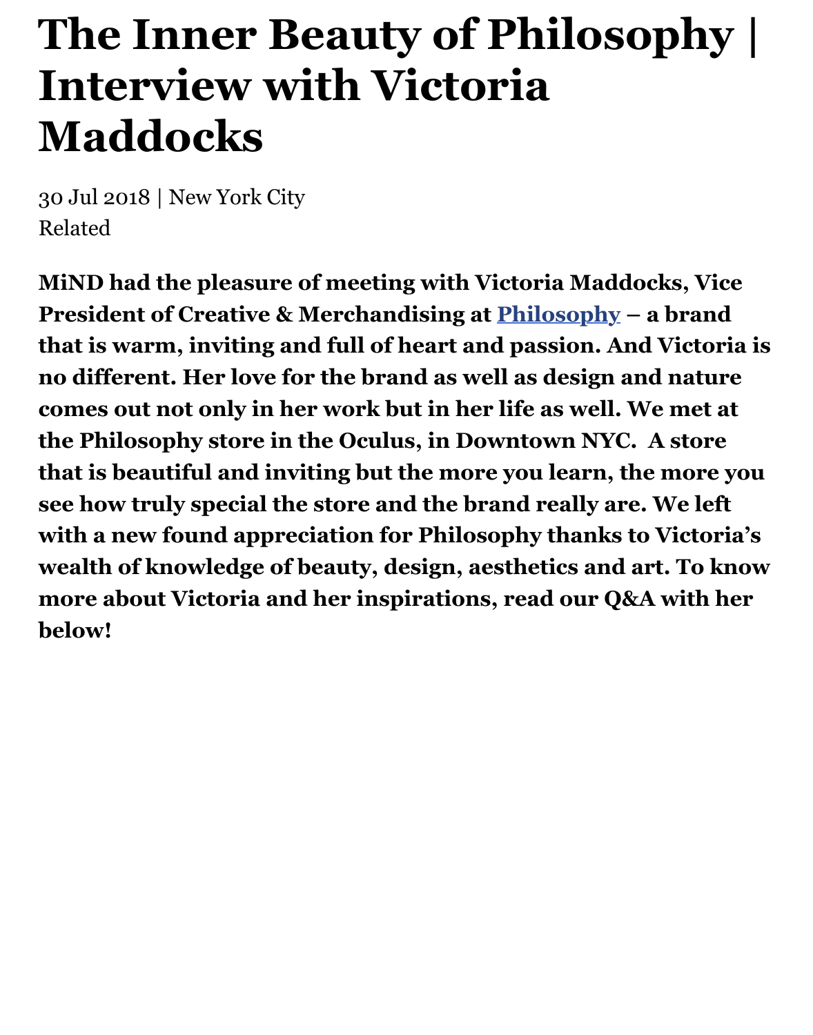# The Inner Beauty of Philosophy | Interview with Victoria Maddocks

30 Jul 2018 | New York City
Related

**MiND had the pleasure of meeting with Victoria Maddocks, Vice President of Creative & Merchandising at [Philosophy] – a brand that is warm, inviting and full of heart and passion. And Victoria is no different. Her love for the brand as well as design and nature comes out not only in her work but in her life as well. We met at the Philosophy store in the Oculus, in Downtown NYC.  A store that is beautiful and inviting but the more you learn, the more you see how truly special the store and the brand really are. We left with a new found appreciation for Philosophy thanks to Victoria's wealth of knowledge of beauty, design, aesthetics and art. To know more about Victoria and her inspirations, read our Q&A with her below!**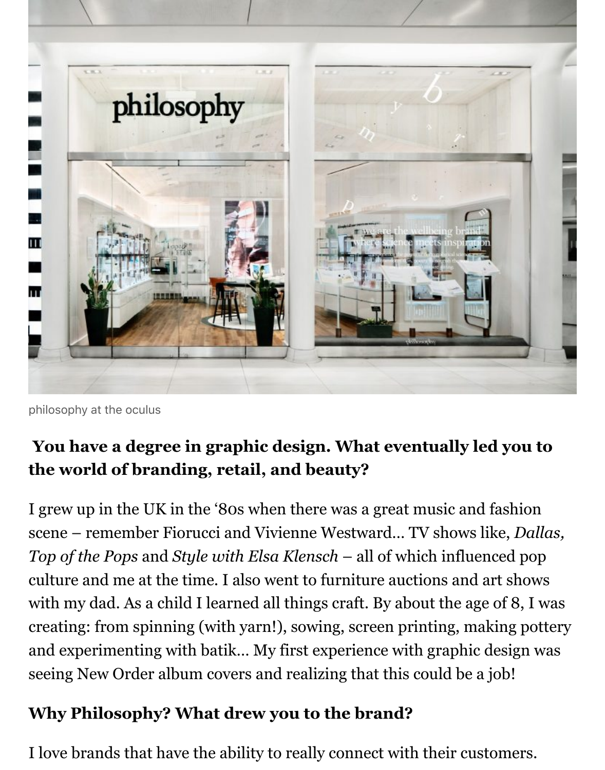philosophy at the oculus

**You have a degree in graphic design. What eventually led you to the world of branding, retail, and beauty?**

I grew up in the UK in the '80s when there was a great music and fashion scene – remember Fiorucci and Vivienne Westward... TV shows like, *Dallas, Top of the Pops* and *Style with Elsa Klensch* – all of which influenced pop culture and me at the time. I also went to furniture auctions and art shows with my dad. As a child I learned all things craft. By about the age of 8, I was creating: from spinning (with yarn!), sowing, screen printing, making pottery and experimenting with batik... My first experience with graphic design was seeing New Order album covers and realizing that this could be a job!

**Why Philosophy? What drew you to the brand?**

I love brands that have the ability to really connect with their customers.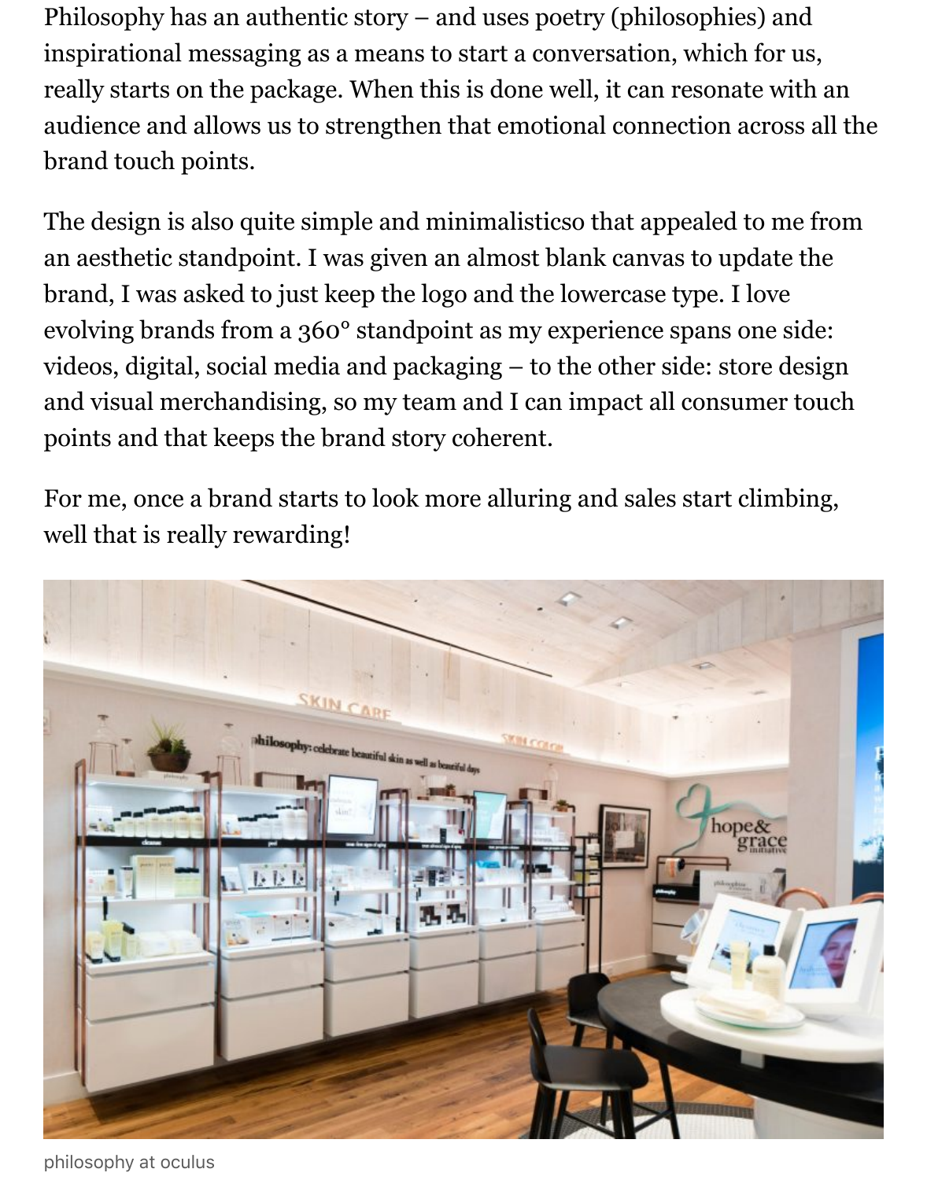Philosophy has an authentic story – and uses poetry (philosophies) and inspirational messaging as a means to start a conversation, which for us, really starts on the package. When this is done well, it can resonate with an audience and allows us to strengthen that emotional connection across all the brand touch points.

The design is also quite simple and minimalisticso that appealed to me from an aesthetic standpoint. I was given an almost blank canvas to update the brand, I was asked to just keep the logo and the lowercase type. I love evolving brands from a 360° standpoint as my experience spans one side: videos, digital, social media and packaging – to the other side: store design and visual merchandising, so my team and I can impact all consumer touch points and that keeps the brand story coherent.

For me, once a brand starts to look more alluring and sales start climbing, well that is really rewarding!

philosophy at oculus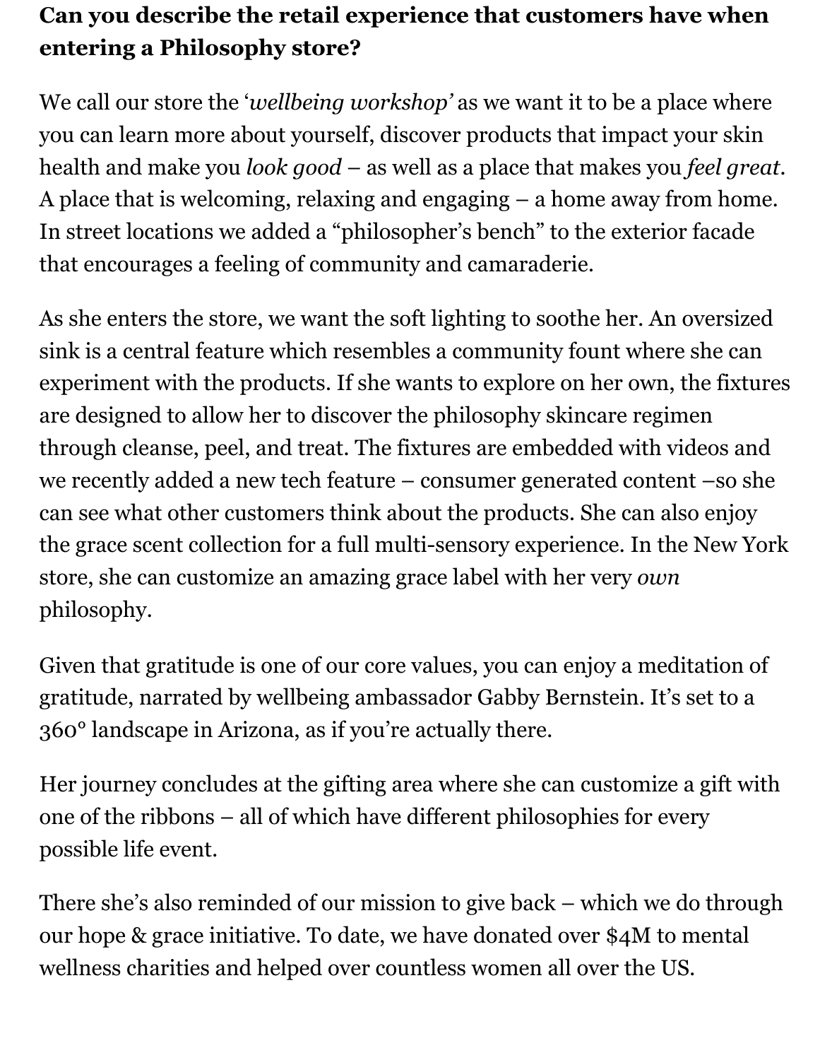**Can you describe the retail experience that customers have when entering a Philosophy store?**

We call our store the '*wellbeing workshop'* as we want it to be a place where you can learn more about yourself, discover products that impact your skin health and make you *look good* – as well as a place that makes you *feel great*. A place that is welcoming, relaxing and engaging – a home away from home. In street locations we added a "philosopher's bench" to the exterior facade that encourages a feeling of community and camaraderie.

As she enters the store, we want the soft lighting to soothe her. An oversized sink is a central feature which resembles a community fount where she can experiment with the products. If she wants to explore on her own, the fixtures are designed to allow her to discover the philosophy skincare regimen through cleanse, peel, and treat. The fixtures are embedded with videos and we recently added a new tech feature – consumer generated content –so she can see what other customers think about the products. She can also enjoy the grace scent collection for a full multi-sensory experience. In the New York store, she can customize an amazing grace label with her very *own* philosophy.

Given that gratitude is one of our core values, you can enjoy a meditation of gratitude, narrated by wellbeing ambassador Gabby Bernstein. It's set to a 360° landscape in Arizona, as if you're actually there.

Her journey concludes at the gifting area where she can customize a gift with one of the ribbons – all of which have different philosophies for every possible life event.

There she's also reminded of our mission to give back – which we do through our hope & grace initiative. To date, we have donated over $4M to mental wellness charities and helped over countless women all over the US.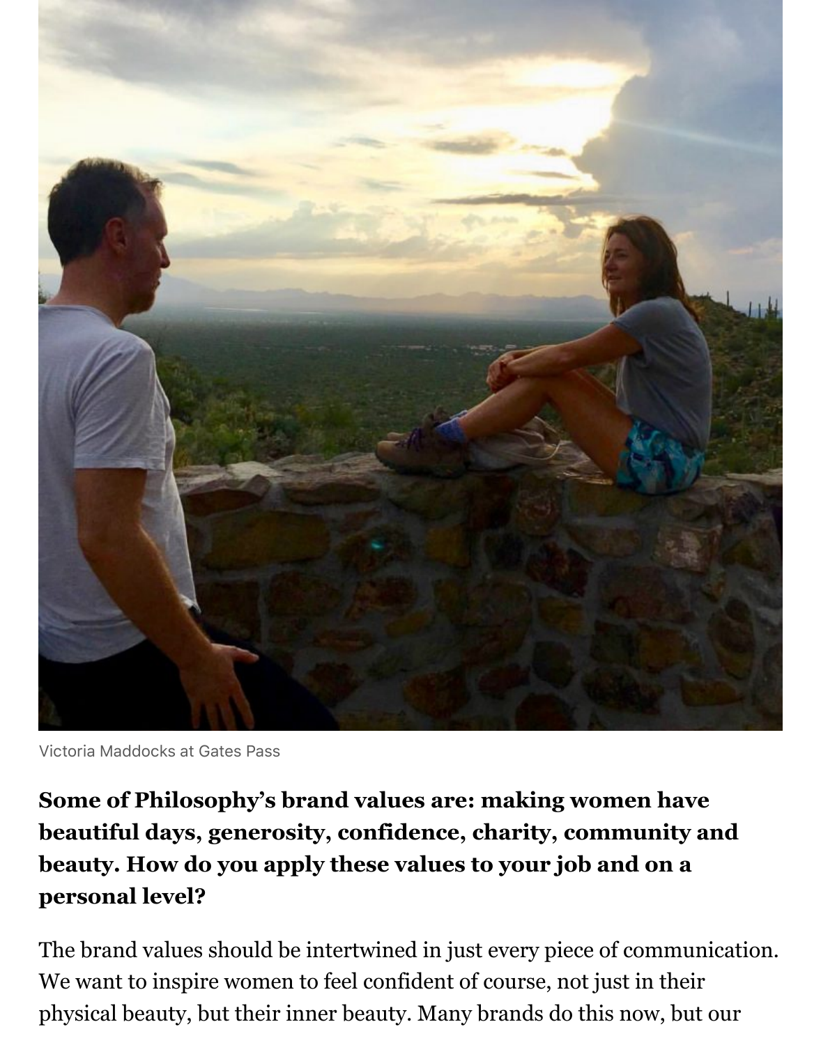Victoria Maddocks at Gates Pass

**Some of Philosophy's brand values are: making women have beautiful days, generosity, confidence, charity, community and beauty. How do you apply these values to your job and on a personal level?**

The brand values should be intertwined in just every piece of communication. We want to inspire women to feel confident of course, not just in their physical beauty, but their inner beauty. Many brands do this now, but our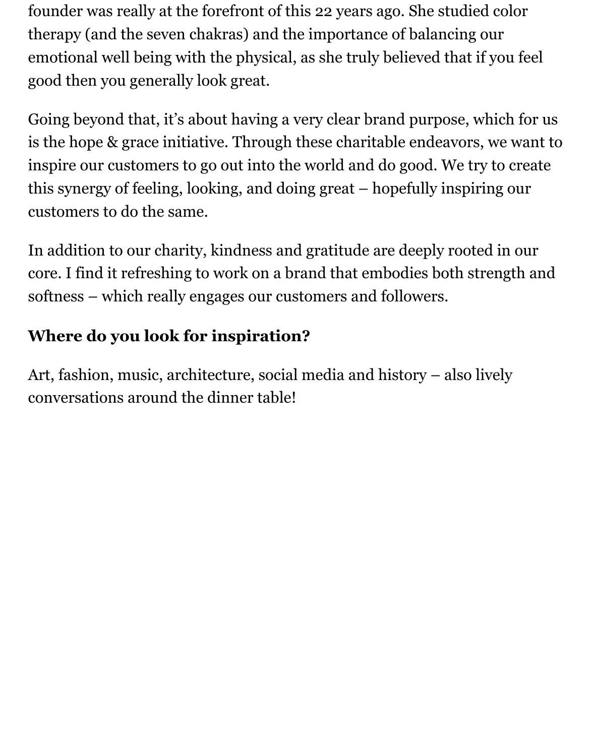founder was really at the forefront of this 22 years ago. She studied color therapy (and the seven chakras) and the importance of balancing our emotional well being with the physical, as she truly believed that if you feel good then you generally look great.

Going beyond that, it's about having a very clear brand purpose, which for us is the hope & grace initiative. Through these charitable endeavors, we want to inspire our customers to go out into the world and do good. We try to create this synergy of feeling, looking, and doing great – hopefully inspiring our customers to do the same.

In addition to our charity, kindness and gratitude are deeply rooted in our core. I find it refreshing to work on a brand that embodies both strength and softness – which really engages our customers and followers.

**Where do you look for inspiration?**

Art, fashion, music, architecture, social media and history – also lively conversations around the dinner table!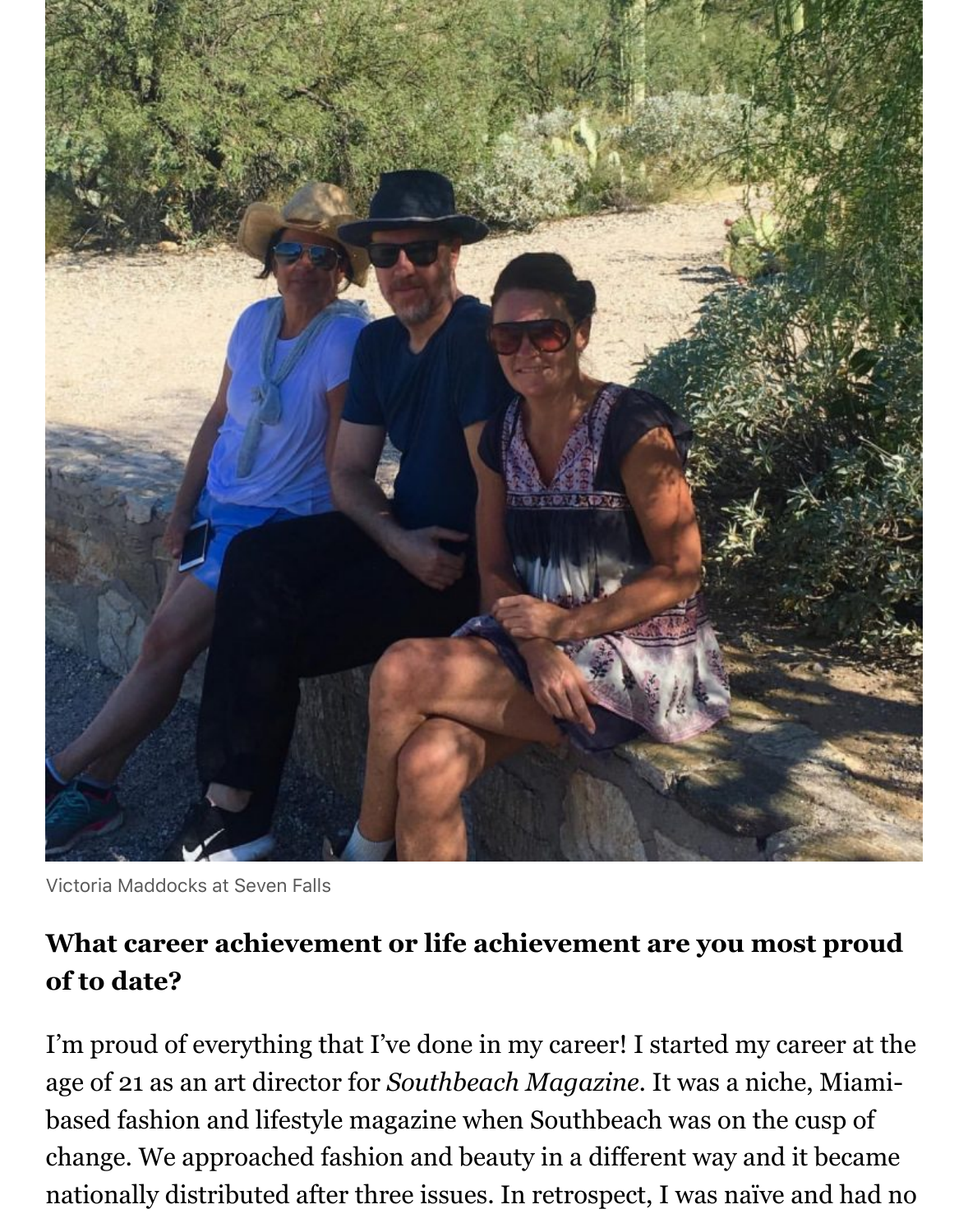Victoria Maddocks at Seven Falls

### What career achievement or life achievement are you most proud of to date?

I'm proud of everything that I've done in my career! I started my career at the age of 21 as an art director for *Southbeach Magazine*. It was a niche, Miami-based fashion and lifestyle magazine when Southbeach was on the cusp of change. We approached fashion and beauty in a different way and it became nationally distributed after three issues. In retrospect, I was naïve and had no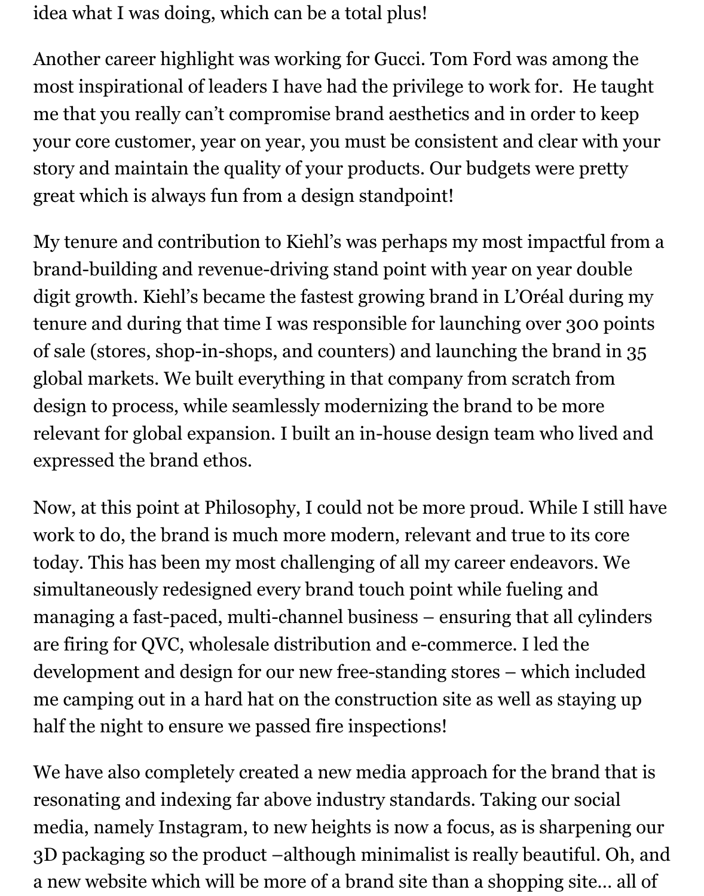idea what I was doing, which can be a total plus!

Another career highlight was working for Gucci. Tom Ford was among the most inspirational of leaders I have had the privilege to work for.  He taught me that you really can't compromise brand aesthetics and in order to keep your core customer, year on year, you must be consistent and clear with your story and maintain the quality of your products. Our budgets were pretty great which is always fun from a design standpoint!

My tenure and contribution to Kiehl's was perhaps my most impactful from a brand-building and revenue-driving stand point with year on year double digit growth. Kiehl's became the fastest growing brand in L'Oréal during my tenure and during that time I was responsible for launching over 300 points of sale (stores, shop-in-shops, and counters) and launching the brand in 35 global markets. We built everything in that company from scratch from design to process, while seamlessly modernizing the brand to be more relevant for global expansion. I built an in-house design team who lived and expressed the brand ethos.

Now, at this point at Philosophy, I could not be more proud. While I still have work to do, the brand is much more modern, relevant and true to its core today. This has been my most challenging of all my career endeavors. We simultaneously redesigned every brand touch point while fueling and managing a fast-paced, multi-channel business – ensuring that all cylinders are firing for QVC, wholesale distribution and e-commerce. I led the development and design for our new free-standing stores – which included me camping out in a hard hat on the construction site as well as staying up half the night to ensure we passed fire inspections!

We have also completely created a new media approach for the brand that is resonating and indexing far above industry standards. Taking our social media, namely Instagram, to new heights is now a focus, as is sharpening our 3D packaging so the product –although minimalist is really beautiful. Oh, and a new website which will be more of a brand site than a shopping site… all of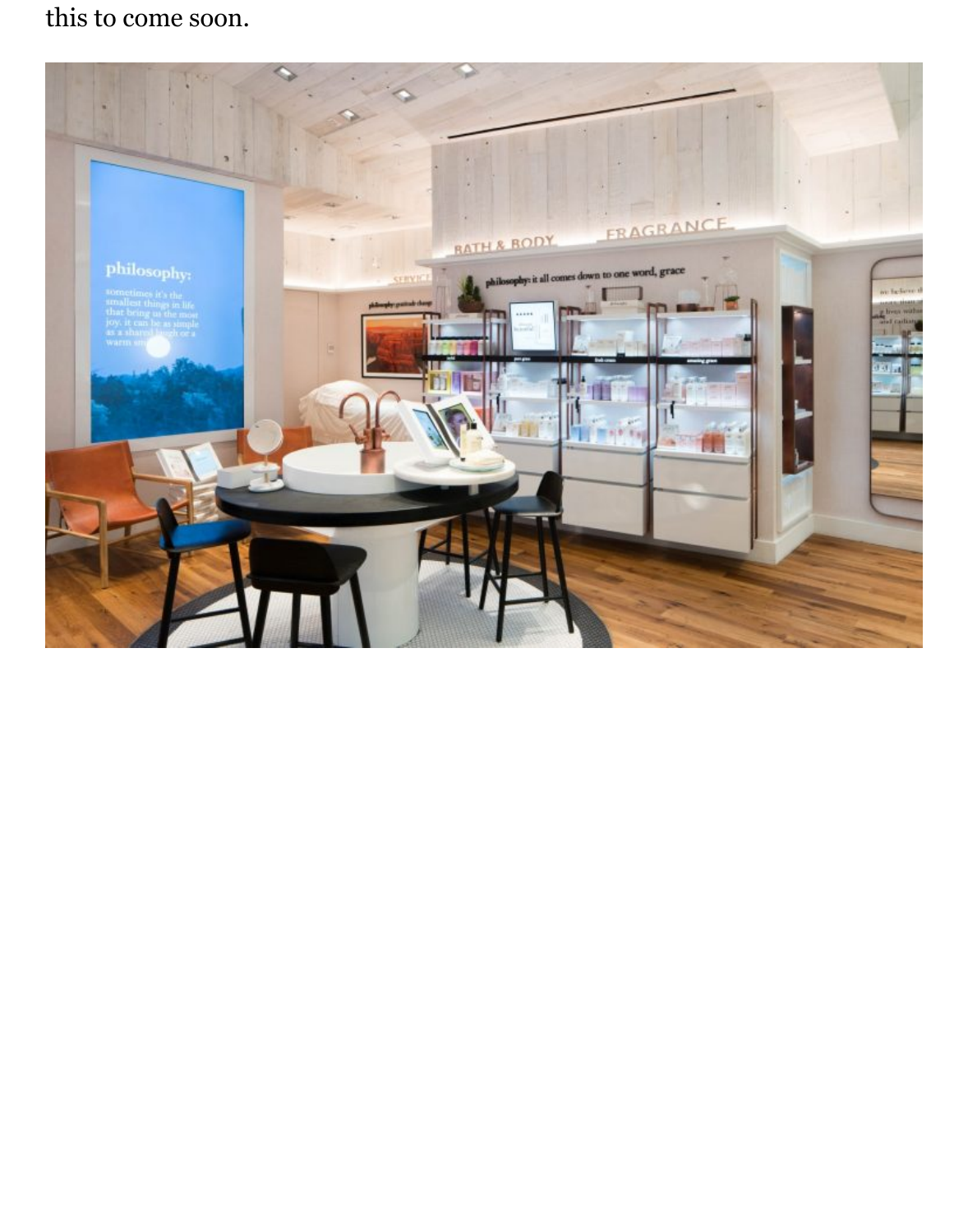this to come soon.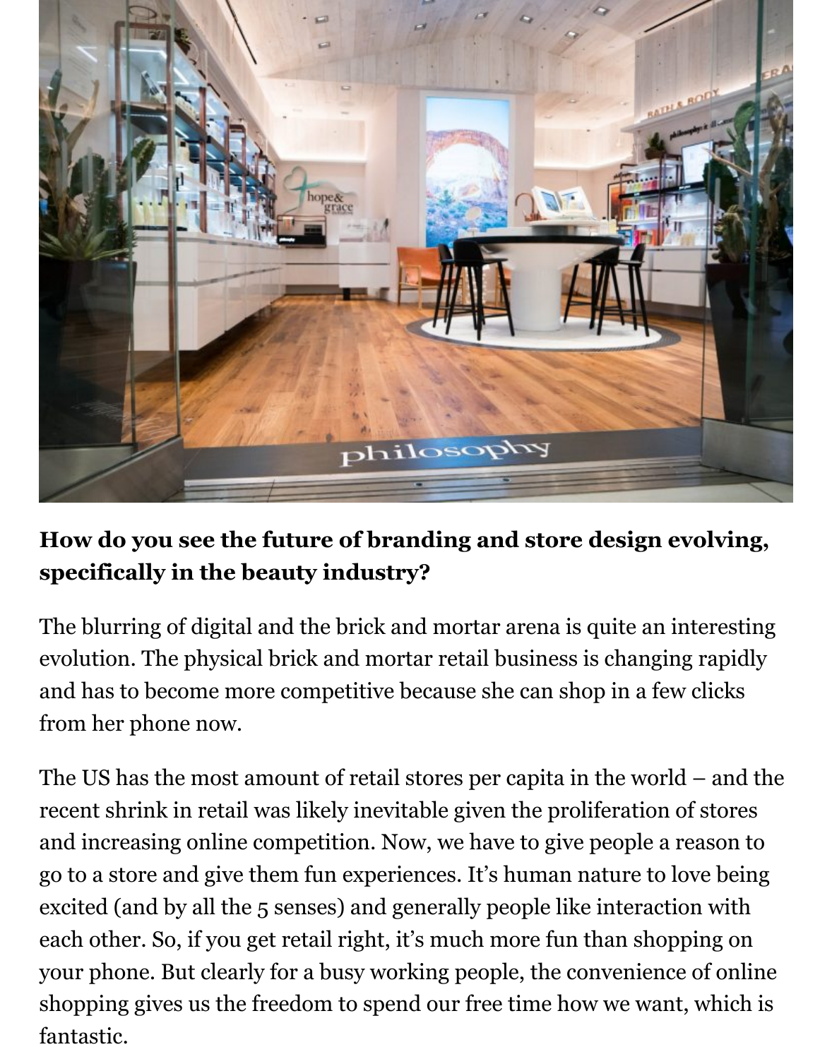**How do you see the future of branding and store design evolving, specifically in the beauty industry?**

The blurring of digital and the brick and mortar arena is quite an interesting evolution. The physical brick and mortar retail business is changing rapidly and has to become more competitive because she can shop in a few clicks from her phone now.

The US has the most amount of retail stores per capita in the world – and the recent shrink in retail was likely inevitable given the proliferation of stores and increasing online competition. Now, we have to give people a reason to go to a store and give them fun experiences. It's human nature to love being excited (and by all the 5 senses) and generally people like interaction with each other. So, if you get retail right, it's much more fun than shopping on your phone. But clearly for a busy working people, the convenience of online shopping gives us the freedom to spend our free time how we want, which is fantastic.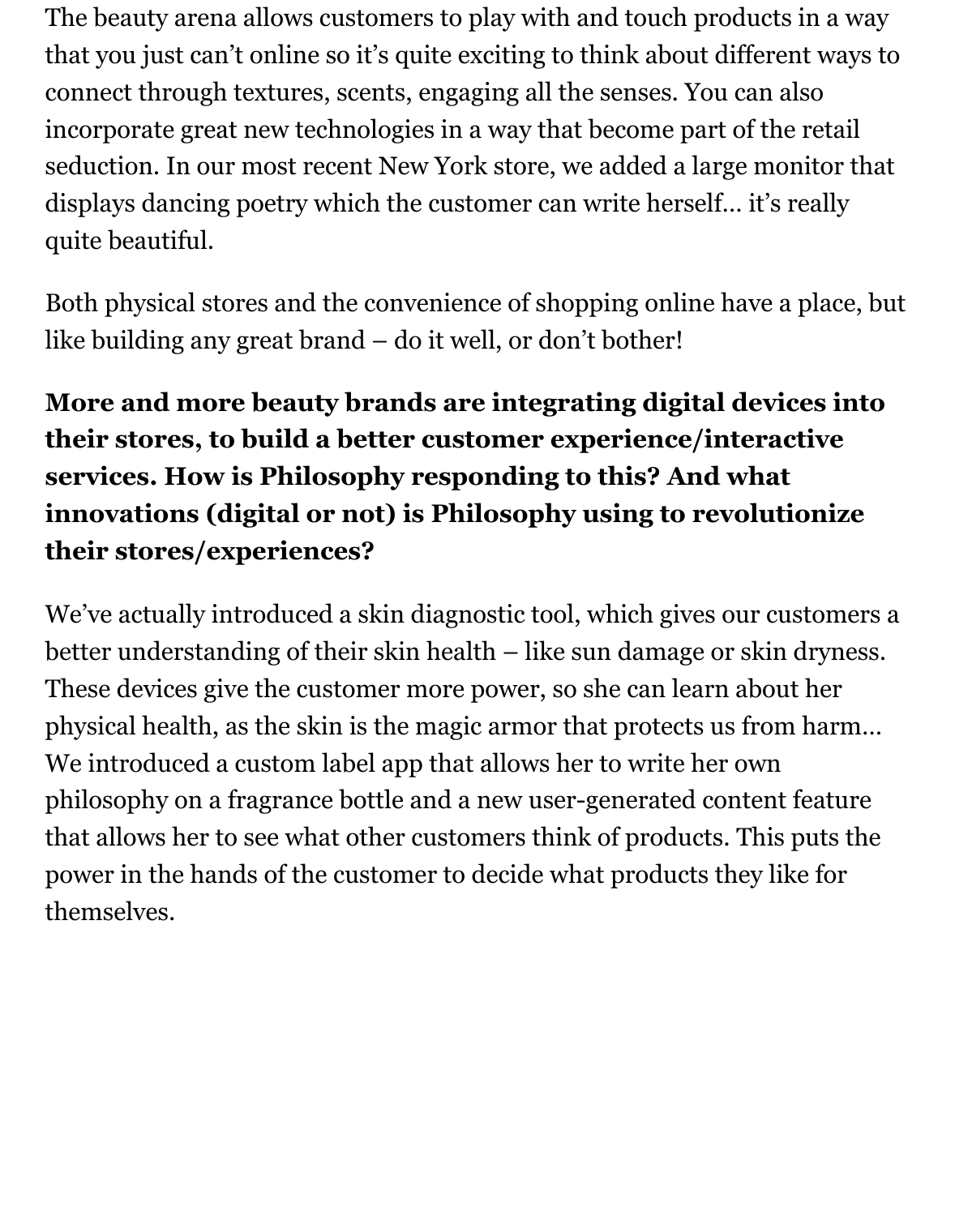The beauty arena allows customers to play with and touch products in a way that you just can't online so it's quite exciting to think about different ways to connect through textures, scents, engaging all the senses. You can also incorporate great new technologies in a way that become part of the retail seduction. In our most recent New York store, we added a large monitor that displays dancing poetry which the customer can write herself… it's really quite beautiful.

Both physical stores and the convenience of shopping online have a place, but like building any great brand – do it well, or don't bother!

**More and more beauty brands are integrating digital devices into their stores, to build a better customer experience/interactive services. How is Philosophy responding to this? And what innovations (digital or not) is Philosophy using to revolutionize their stores/experiences?**

We've actually introduced a skin diagnostic tool, which gives our customers a better understanding of their skin health – like sun damage or skin dryness. These devices give the customer more power, so she can learn about her physical health, as the skin is the magic armor that protects us from harm… We introduced a custom label app that allows her to write her own philosophy on a fragrance bottle and a new user-generated content feature that allows her to see what other customers think of products. This puts the power in the hands of the customer to decide what products they like for themselves.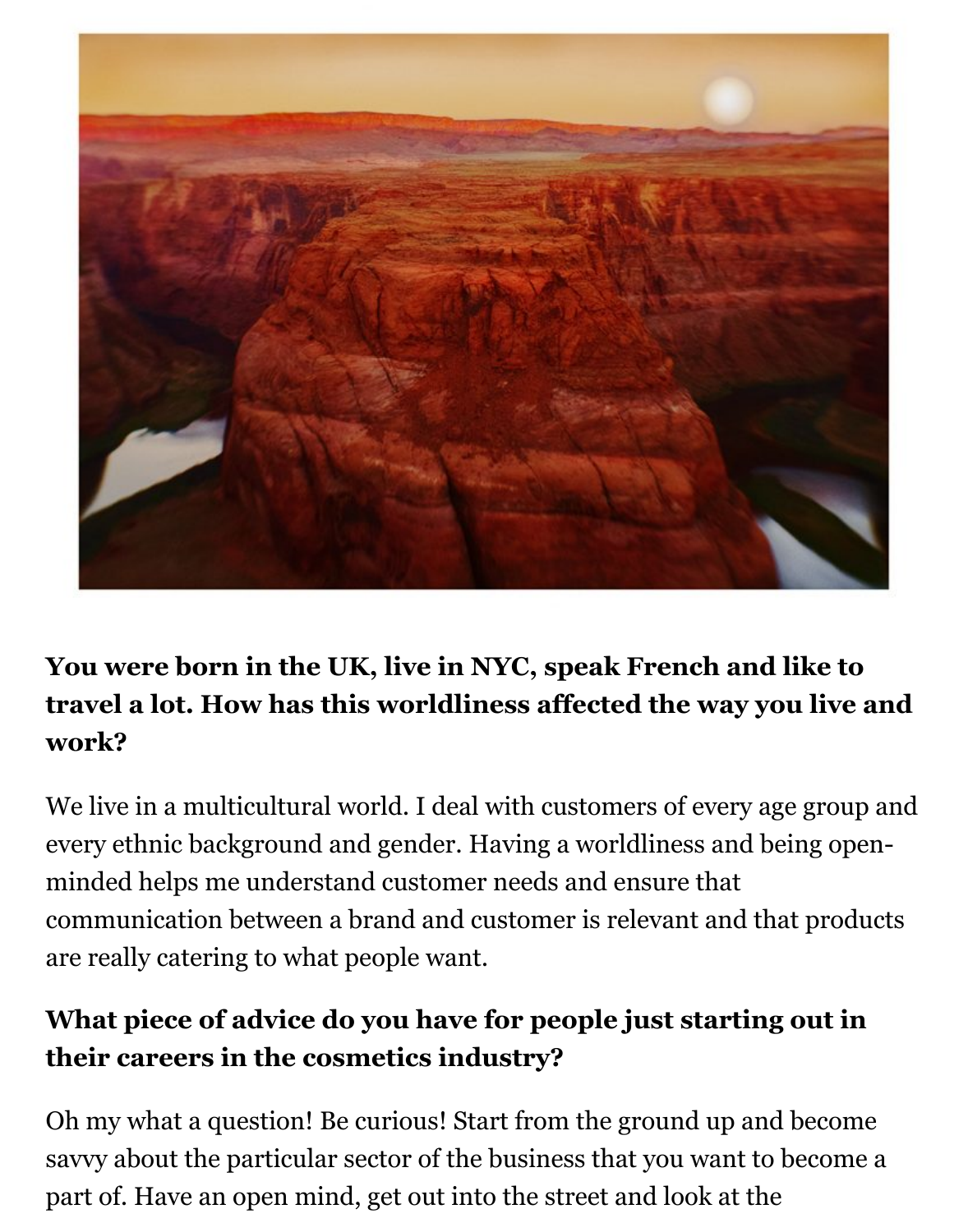**You were born in the UK, live in NYC, speak French and like to travel a lot. How has this worldliness affected the way you live and work?**

We live in a multicultural world. I deal with customers of every age group and every ethnic background and gender. Having a worldliness and being open-minded helps me understand customer needs and ensure that communication between a brand and customer is relevant and that products are really catering to what people want.

**What piece of advice do you have for people just starting out in their careers in the cosmetics industry?**

Oh my what a question! Be curious! Start from the ground up and become savvy about the particular sector of the business that you want to become a part of. Have an open mind, get out into the street and look at the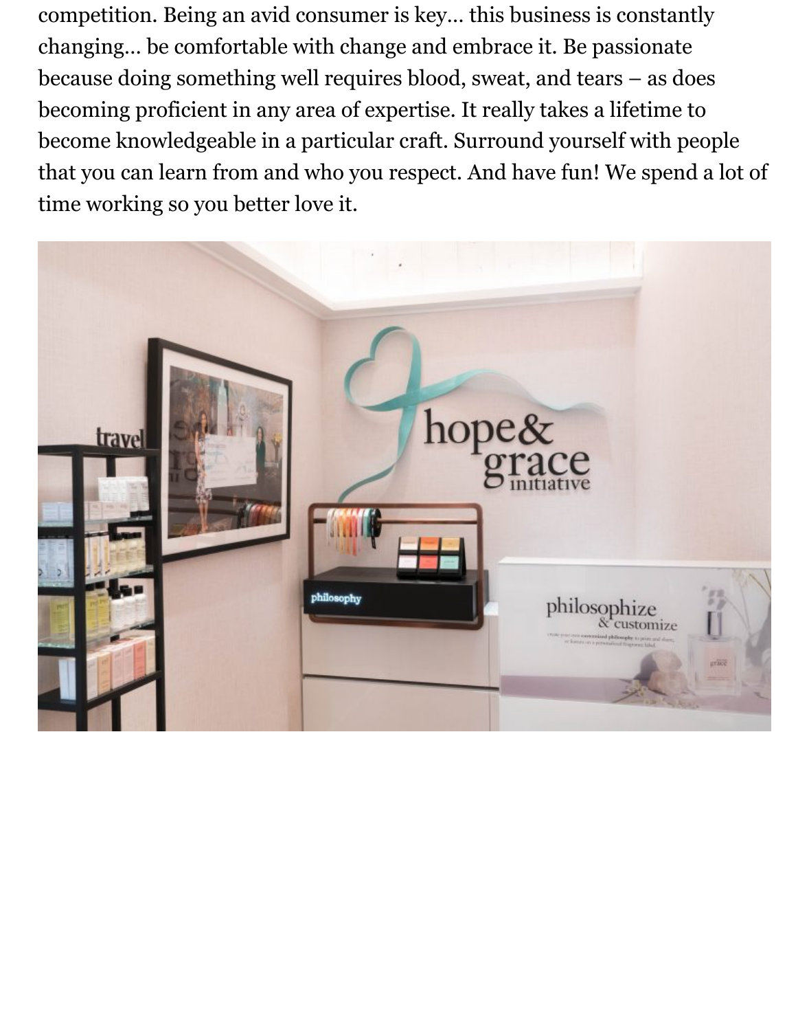competition. Being an avid consumer is key… this business is constantly changing… be comfortable with change and embrace it. Be passionate because doing something well requires blood, sweat, and tears – as does becoming proficient in any area of expertise. It really takes a lifetime to become knowledgeable in a particular craft. Surround yourself with people that you can learn from and who you respect. And have fun! We spend a lot of time working so you better love it.